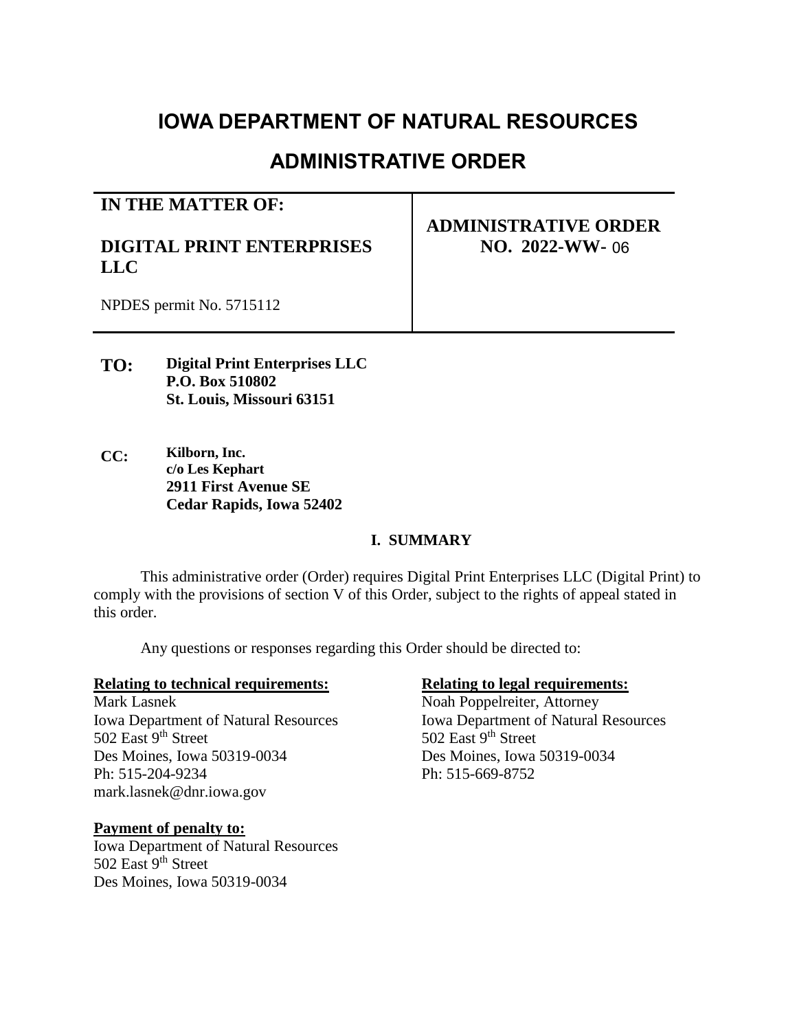# IOWA DEPARTMENT OF NATURAL RESOURCES

## ADMINISTRATIVE ORDER

| IN THE MATTER OF:<br><br>**DIGITAL PRINT ENTERPRISES LLC**<br><br>NPDES permit No. 5715112 | **ADMINISTRATIVE ORDER NO. 2022-WW- 06** |
|---|---|

**TO:** **Digital Print Enterprises LLC**
**P.O. Box 510802**
**St. Louis, Missouri 63151**

**CC:** **Kilborn, Inc.**
**c/o Les Kephart**
**2911 First Avenue SE**
**Cedar Rapids, Iowa 52402**

### I. SUMMARY

This administrative order (Order) requires Digital Print Enterprises LLC (Digital Print) to comply with the provisions of section V of this Order, subject to the rights of appeal stated in this order.

Any questions or responses regarding this Order should be directed to:

**Relating to technical requirements:**
Mark Lasnek
Iowa Department of Natural Resources
502 East 9th Street
Des Moines, Iowa 50319-0034
Ph: 515-204-9234
mark.lasnek@dnr.iowa.gov

**Relating to legal requirements:**
Noah Poppelreiter, Attorney
Iowa Department of Natural Resources
502 East 9th Street
Des Moines, Iowa 50319-0034
Ph: 515-669-8752

**Payment of penalty to:**
Iowa Department of Natural Resources
502 East 9th Street
Des Moines, Iowa 50319-0034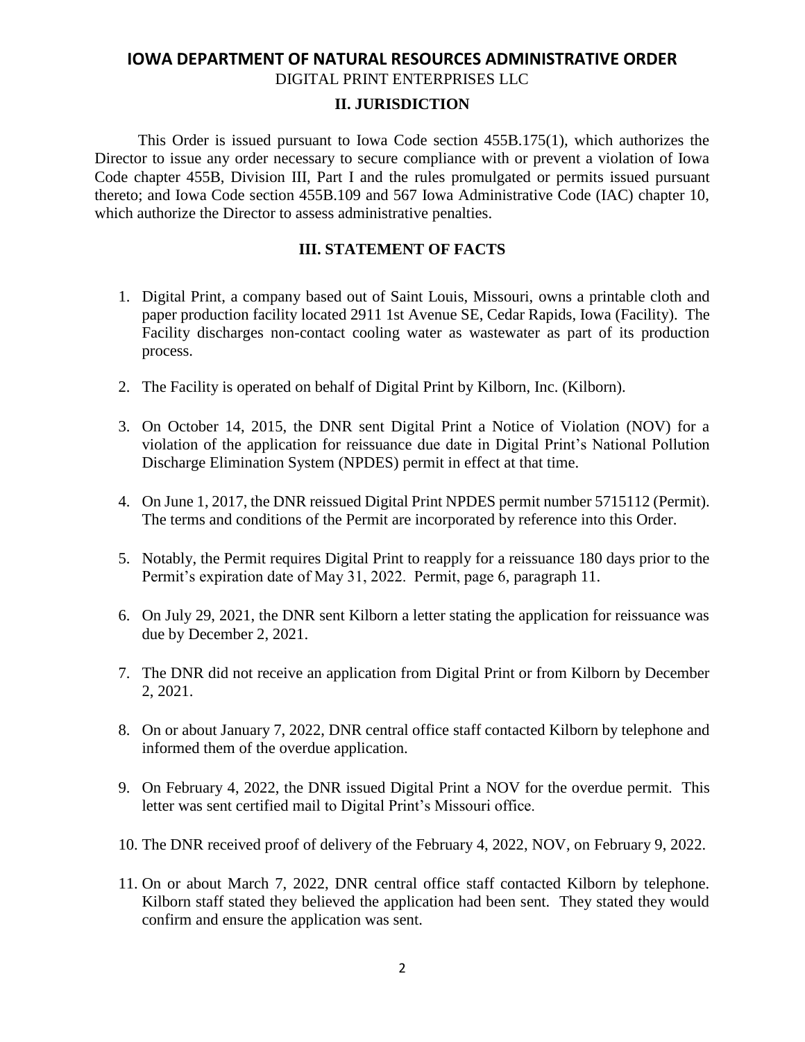**IOWA DEPARTMENT OF NATURAL RESOURCES ADMINISTRATIVE ORDER**

DIGITAL PRINT ENTERPRISES LLC

## II. JURISDICTION

This Order is issued pursuant to Iowa Code section 455B.175(1), which authorizes the Director to issue any order necessary to secure compliance with or prevent a violation of Iowa Code chapter 455B, Division III, Part I and the rules promulgated or permits issued pursuant thereto; and Iowa Code section 455B.109 and 567 Iowa Administrative Code (IAC) chapter 10, which authorize the Director to assess administrative penalties.

## III. STATEMENT OF FACTS

1. Digital Print, a company based out of Saint Louis, Missouri, owns a printable cloth and paper production facility located 2911 1st Avenue SE, Cedar Rapids, Iowa (Facility). The Facility discharges non-contact cooling water as wastewater as part of its production process.

2. The Facility is operated on behalf of Digital Print by Kilborn, Inc. (Kilborn).

3. On October 14, 2015, the DNR sent Digital Print a Notice of Violation (NOV) for a violation of the application for reissuance due date in Digital Print's National Pollution Discharge Elimination System (NPDES) permit in effect at that time.

4. On June 1, 2017, the DNR reissued Digital Print NPDES permit number 5715112 (Permit). The terms and conditions of the Permit are incorporated by reference into this Order.

5. Notably, the Permit requires Digital Print to reapply for a reissuance 180 days prior to the Permit's expiration date of May 31, 2022. Permit, page 6, paragraph 11.

6. On July 29, 2021, the DNR sent Kilborn a letter stating the application for reissuance was due by December 2, 2021.

7. The DNR did not receive an application from Digital Print or from Kilborn by December 2, 2021.

8. On or about January 7, 2022, DNR central office staff contacted Kilborn by telephone and informed them of the overdue application.

9. On February 4, 2022, the DNR issued Digital Print a NOV for the overdue permit. This letter was sent certified mail to Digital Print's Missouri office.

10. The DNR received proof of delivery of the February 4, 2022, NOV, on February 9, 2022.

11. On or about March 7, 2022, DNR central office staff contacted Kilborn by telephone. Kilborn staff stated they believed the application had been sent. They stated they would confirm and ensure the application was sent.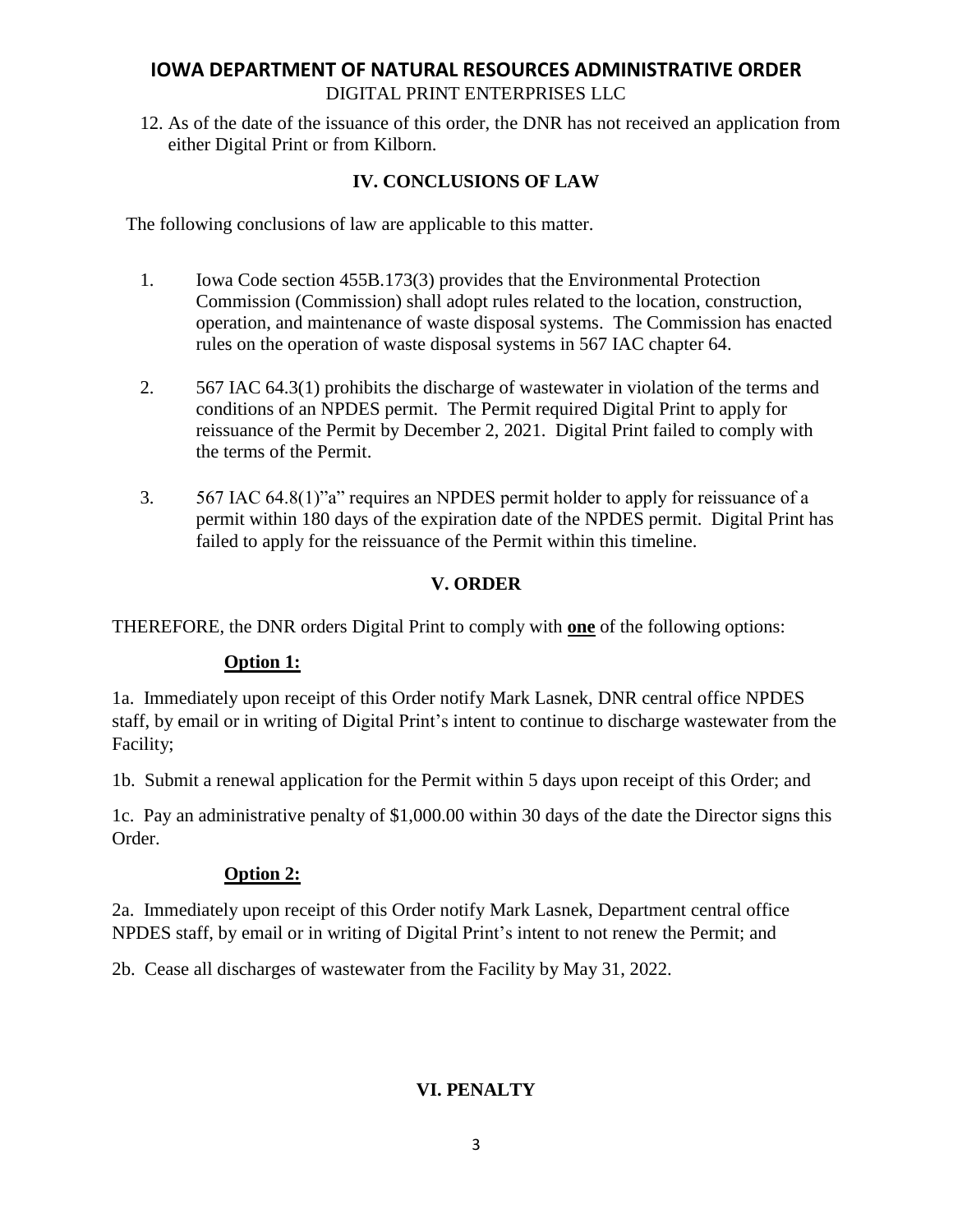12. As of the date of the issuance of this order, the DNR has not received an application from either Digital Print or from Kilborn.

## IV. CONCLUSIONS OF LAW

The following conclusions of law are applicable to this matter.

1. Iowa Code section 455B.173(3) provides that the Environmental Protection Commission (Commission) shall adopt rules related to the location, construction, operation, and maintenance of waste disposal systems. The Commission has enacted rules on the operation of waste disposal systems in 567 IAC chapter 64.

2. 567 IAC 64.3(1) prohibits the discharge of wastewater in violation of the terms and conditions of an NPDES permit. The Permit required Digital Print to apply for reissuance of the Permit by December 2, 2021. Digital Print failed to comply with the terms of the Permit.

3. 567 IAC 64.8(1)"a" requires an NPDES permit holder to apply for reissuance of a permit within 180 days of the expiration date of the NPDES permit. Digital Print has failed to apply for the reissuance of the Permit within this timeline.

## V. ORDER

THEREFORE, the DNR orders Digital Print to comply with **one** of the following options:

**Option 1:**

1a. Immediately upon receipt of this Order notify Mark Lasnek, DNR central office NPDES staff, by email or in writing of Digital Print's intent to continue to discharge wastewater from the Facility;

1b. Submit a renewal application for the Permit within 5 days upon receipt of this Order; and

1c. Pay an administrative penalty of $1,000.00 within 30 days of the date the Director signs this Order.

**Option 2:**

2a. Immediately upon receipt of this Order notify Mark Lasnek, Department central office NPDES staff, by email or in writing of Digital Print's intent to not renew the Permit; and

2b. Cease all discharges of wastewater from the Facility by May 31, 2022.

## VI. PENALTY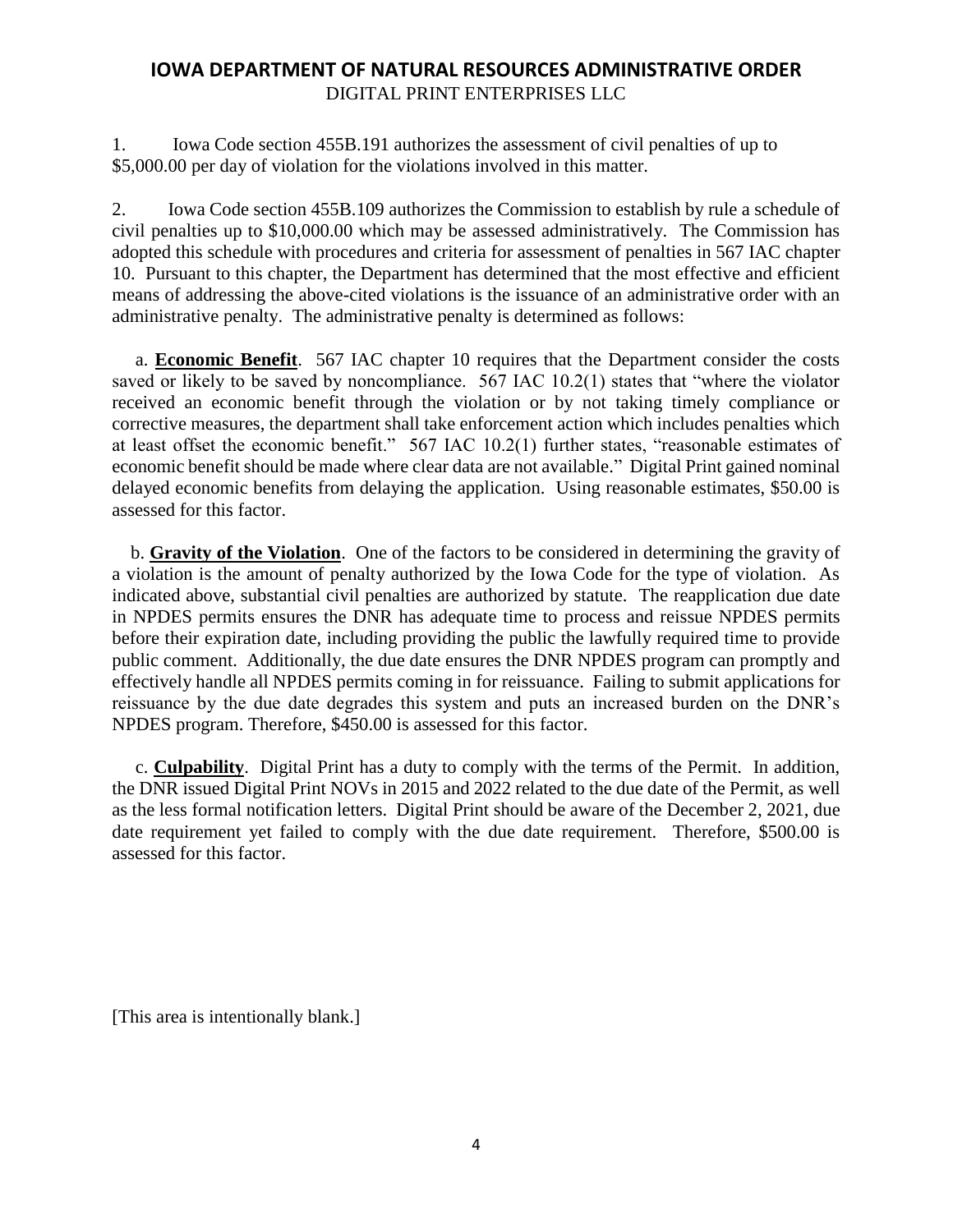## IOWA DEPARTMENT OF NATURAL RESOURCES ADMINISTRATIVE ORDER

DIGITAL PRINT ENTERPRISES LLC

1. Iowa Code section 455B.191 authorizes the assessment of civil penalties of up to $5,000.00 per day of violation for the violations involved in this matter.

2. Iowa Code section 455B.109 authorizes the Commission to establish by rule a schedule of civil penalties up to $10,000.00 which may be assessed administratively. The Commission has adopted this schedule with procedures and criteria for assessment of penalties in 567 IAC chapter 10. Pursuant to this chapter, the Department has determined that the most effective and efficient means of addressing the above-cited violations is the issuance of an administrative order with an administrative penalty. The administrative penalty is determined as follows:

a. **Economic Benefit**. 567 IAC chapter 10 requires that the Department consider the costs saved or likely to be saved by noncompliance. 567 IAC 10.2(1) states that "where the violator received an economic benefit through the violation or by not taking timely compliance or corrective measures, the department shall take enforcement action which includes penalties which at least offset the economic benefit." 567 IAC 10.2(1) further states, "reasonable estimates of economic benefit should be made where clear data are not available." Digital Print gained nominal delayed economic benefits from delaying the application. Using reasonable estimates, $50.00 is assessed for this factor.

b. **Gravity of the Violation**. One of the factors to be considered in determining the gravity of a violation is the amount of penalty authorized by the Iowa Code for the type of violation. As indicated above, substantial civil penalties are authorized by statute. The reapplication due date in NPDES permits ensures the DNR has adequate time to process and reissue NPDES permits before their expiration date, including providing the public the lawfully required time to provide public comment. Additionally, the due date ensures the DNR NPDES program can promptly and effectively handle all NPDES permits coming in for reissuance. Failing to submit applications for reissuance by the due date degrades this system and puts an increased burden on the DNR's NPDES program. Therefore, $450.00 is assessed for this factor.

c. **Culpability**. Digital Print has a duty to comply with the terms of the Permit. In addition, the DNR issued Digital Print NOVs in 2015 and 2022 related to the due date of the Permit, as well as the less formal notification letters. Digital Print should be aware of the December 2, 2021, due date requirement yet failed to comply with the due date requirement. Therefore, $500.00 is assessed for this factor.

[This area is intentionally blank.]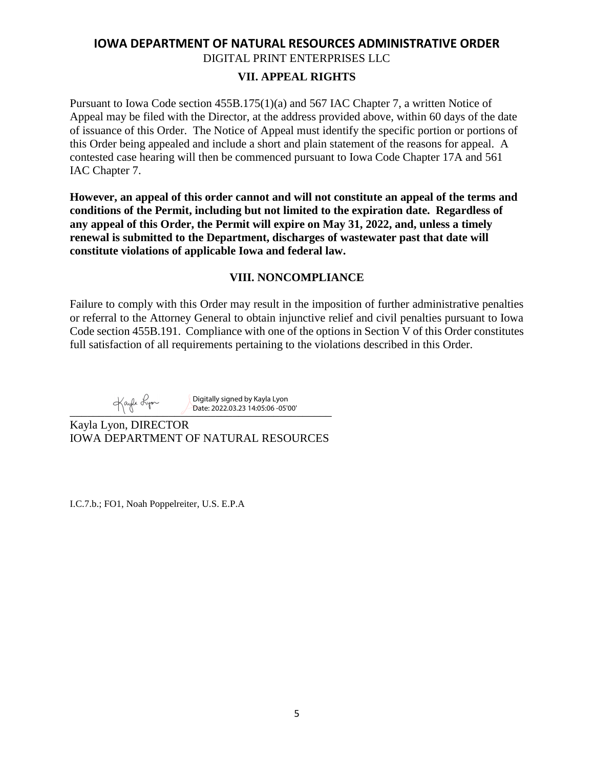**IOWA DEPARTMENT OF NATURAL RESOURCES ADMINISTRATIVE ORDER**

DIGITAL PRINT ENTERPRISES LLC

## VII. APPEAL RIGHTS

Pursuant to Iowa Code section 455B.175(1)(a) and 567 IAC Chapter 7, a written Notice of Appeal may be filed with the Director, at the address provided above, within 60 days of the date of issuance of this Order. The Notice of Appeal must identify the specific portion or portions of this Order being appealed and include a short and plain statement of the reasons for appeal. A contested case hearing will then be commenced pursuant to Iowa Code Chapter 17A and 561 IAC Chapter 7.

**However, an appeal of this order cannot and will not constitute an appeal of the terms and conditions of the Permit, including but not limited to the expiration date. Regardless of any appeal of this Order, the Permit will expire on May 31, 2022, and, unless a timely renewal is submitted to the Department, discharges of wastewater past that date will constitute violations of applicable Iowa and federal law.**

## VIII. NONCOMPLIANCE

Failure to comply with this Order may result in the imposition of further administrative penalties or referral to the Attorney General to obtain injunctive relief and civil penalties pursuant to Iowa Code section 455B.191. Compliance with one of the options in Section V of this Order constitutes full satisfaction of all requirements pertaining to the violations described in this Order.

Digitally signed by Kayla Lyon
Date: 2022.03.23 14:05:06 -05'00'

Kayla Lyon, DIRECTOR
IOWA DEPARTMENT OF NATURAL RESOURCES

I.C.7.b.; FO1, Noah Poppelreiter, U.S. E.P.A